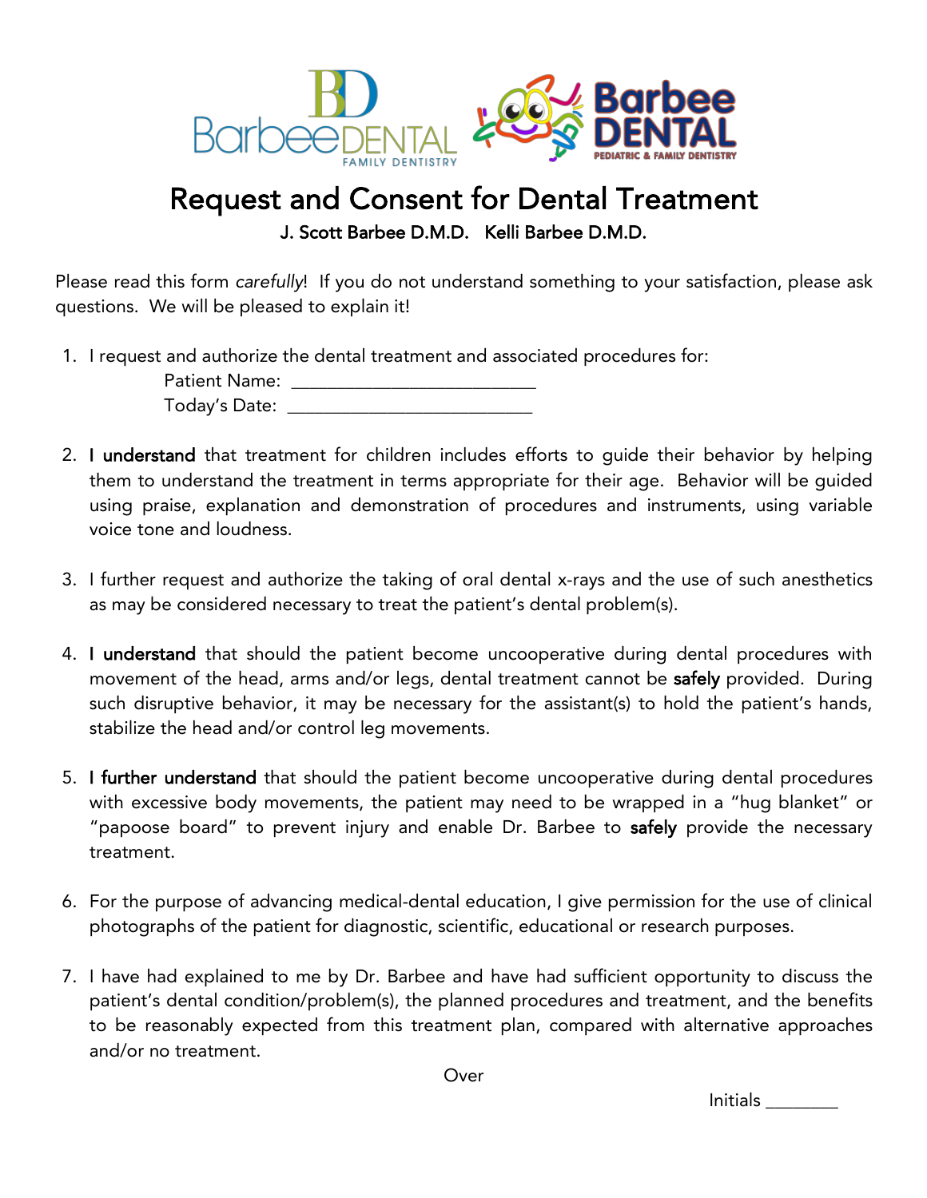BarbeeDENTAL FAMILY DENTISTRY    Barbee DENTAL PEDIATRIC & FAMILY DENTISTRY

# Request and Consent for Dental Treatment

**J. Scott Barbee D.M.D.   Kelli Barbee D.M.D.**

Please read this form *carefully*! If you do not understand something to your satisfaction, please ask questions. We will be pleased to explain it!

1. I request and authorize the dental treatment and associated procedures for:

   Patient Name: ___________________________

   Today's Date: ___________________________

2. **I understand** that treatment for children includes efforts to guide their behavior by helping them to understand the treatment in terms appropriate for their age. Behavior will be guided using praise, explanation and demonstration of procedures and instruments, using variable voice tone and loudness.

3. I further request and authorize the taking of oral dental x-rays and the use of such anesthetics as may be considered necessary to treat the patient's dental problem(s).

4. **I understand** that should the patient become uncooperative during dental procedures with movement of the head, arms and/or legs, dental treatment cannot be **safely** provided. During such disruptive behavior, it may be necessary for the assistant(s) to hold the patient's hands, stabilize the head and/or control leg movements.

5. **I further understand** that should the patient become uncooperative during dental procedures with excessive body movements, the patient may need to be wrapped in a "hug blanket" or "papoose board" to prevent injury and enable Dr. Barbee to **safely** provide the necessary treatment.

6. For the purpose of advancing medical-dental education, I give permission for the use of clinical photographs of the patient for diagnostic, scientific, educational or research purposes.

7. I have had explained to me by Dr. Barbee and have had sufficient opportunity to discuss the patient's dental condition/problem(s), the planned procedures and treatment, and the benefits to be reasonably expected from this treatment plan, compared with alternative approaches and/or no treatment.

Over

Initials ________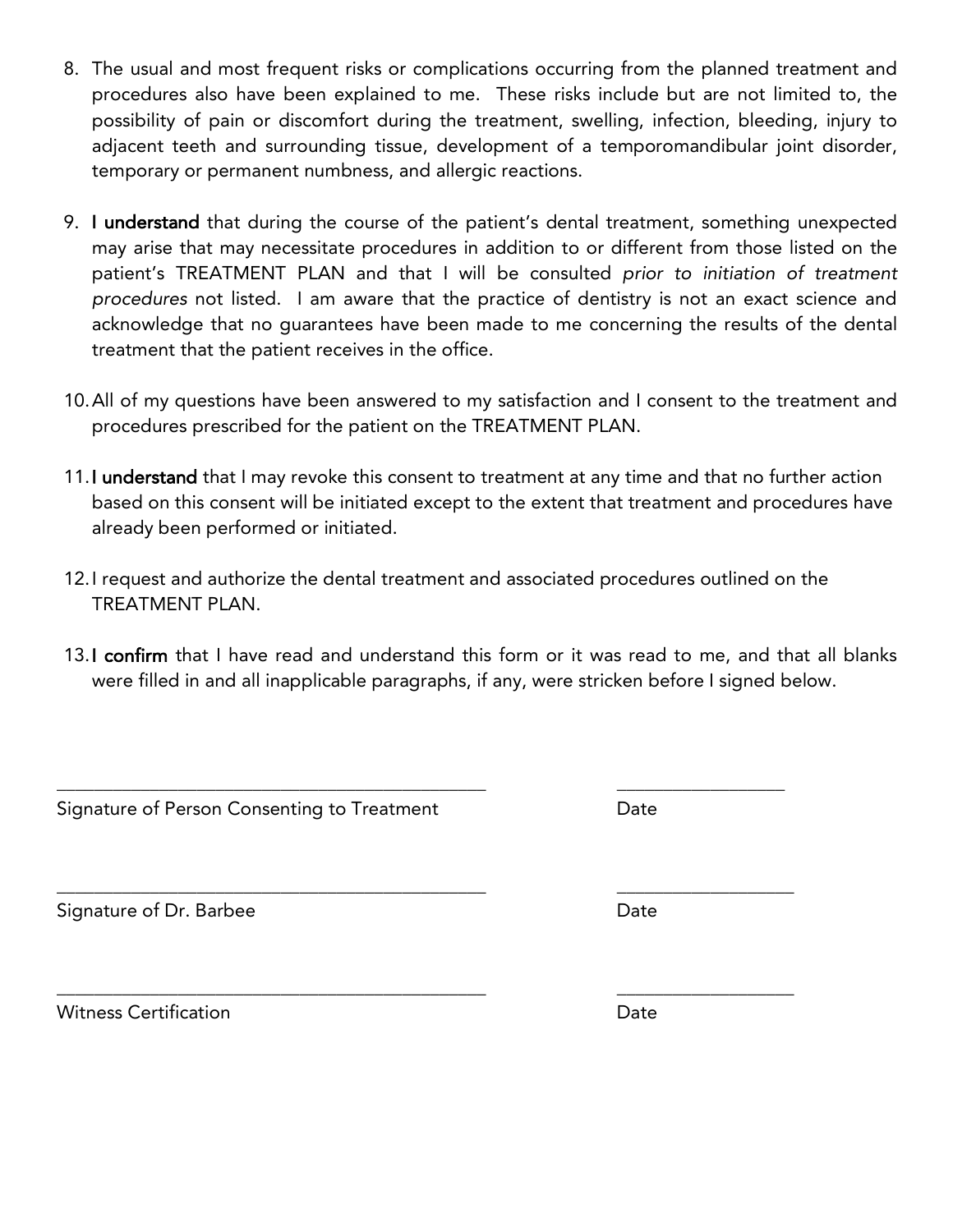8. The usual and most frequent risks or complications occurring from the planned treatment and procedures also have been explained to me. These risks include but are not limited to, the possibility of pain or discomfort during the treatment, swelling, infection, bleeding, injury to adjacent teeth and surrounding tissue, development of a temporomandibular joint disorder, temporary or permanent numbness, and allergic reactions.

9. **I understand** that during the course of the patient's dental treatment, something unexpected may arise that may necessitate procedures in addition to or different from those listed on the patient's TREATMENT PLAN and that I will be consulted *prior to initiation of treatment procedures* not listed. I am aware that the practice of dentistry is not an exact science and acknowledge that no guarantees have been made to me concerning the results of the dental treatment that the patient receives in the office.

10. All of my questions have been answered to my satisfaction and I consent to the treatment and procedures prescribed for the patient on the TREATMENT PLAN.

11. **I understand** that I may revoke this consent to treatment at any time and that no further action based on this consent will be initiated except to the extent that treatment and procedures have already been performed or initiated.

12. I request and authorize the dental treatment and associated procedures outlined on the TREATMENT PLAN.

13. **I confirm** that I have read and understand this form or it was read to me, and that all blanks were filled in and all inapplicable paragraphs, if any, were stricken before I signed below.

_____________________________________________ _________________

Signature of Person Consenting to Treatment Date

_____________________________________________ _________________

Signature of Dr. Barbee Date

_____________________________________________ _________________

Witness Certification Date